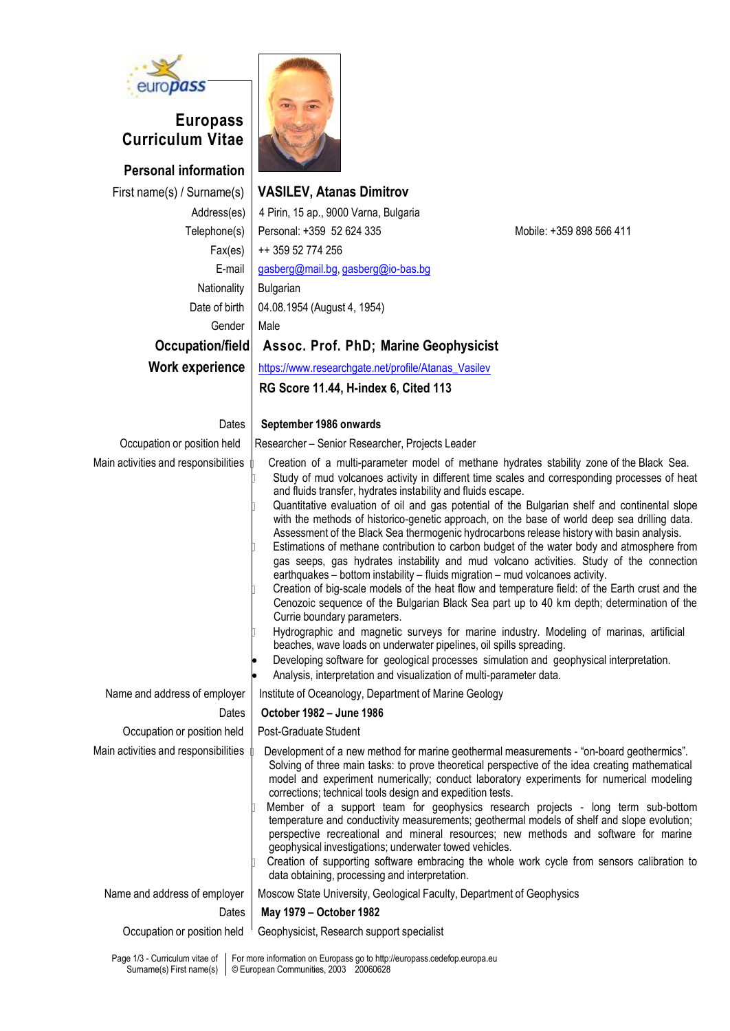# Europass Curriculum Vitae

## Personal information

| | |
|---|---|
| First name(s) / Surname(s) | **VASILEV, Atanas Dimitrov** |
| Address(es) | 4 Pirin, 15 ap., 9000 Varna, Bulgaria |
| Telephone(s) | Personal: +359 52 624 335 Mobile: +359 898 566 411 |
| Fax(es) | ++ 359 52 774 256 |
| E-mail | gasberg@mail.bg, gasberg@io-bas.bg |
| Nationality | Bulgarian |
| Date of birth | 04.08.1954 (August 4, 1954) |
| Gender | Male |

## Occupation/field

**Assoc. Prof. PhD; Marine Geophysicist**

## Work experience

https://www.researchgate.net/profile/Atanas_Vasilev

**RG Score 11.44, H-index 6, Cited 113**

**Dates:** **September 1986 onwards**

**Occupation or position held:** Researcher – Senior Researcher, Projects Leader

**Main activities and responsibilities:**

- Creation of a multi-parameter model of methane hydrates stability zone of the Black Sea.
- Study of mud volcanoes activity in different time scales and corresponding processes of heat and fluids transfer, hydrates instability and fluids escape.
- Quantitative evaluation of oil and gas potential of the Bulgarian shelf and continental slope with the methods of historico-genetic approach, on the base of world deep sea drilling data. Assessment of the Black Sea thermogenic hydrocarbons release history with basin analysis.
- Estimations of methane contribution to carbon budget of the water body and atmosphere from gas seeps, gas hydrates instability and mud volcano activities. Study of the connection earthquakes – bottom instability – fluids migration – mud volcanoes activity.
- Creation of big-scale models of the heat flow and temperature field: of the Earth crust and the Cenozoic sequence of the Bulgarian Black Sea part up to 40 km depth; determination of the Currie boundary parameters.
- Hydrographic and magnetic surveys for marine industry. Modeling of marinas, artificial beaches, wave loads on underwater pipelines, oil spills spreading.
- Developing software for geological processes simulation and geophysical interpretation.
- Analysis, interpretation and visualization of multi-parameter data.

**Name and address of employer:** Institute of Oceanology, Department of Marine Geology

**Dates:** **October 1982 – June 1986**

**Occupation or position held:** Post-Graduate Student

**Main activities and responsibilities:**

- Development of a new method for marine geothermal measurements - "on-board geothermics". Solving of three main tasks: to prove theoretical perspective of the idea creating mathematical model and experiment numerically; conduct laboratory experiments for numerical modeling corrections; technical tools design and expedition tests.
- Member of a support team for geophysics research projects - long term sub-bottom temperature and conductivity measurements; geothermal models of shelf and slope evolution; perspective recreational and mineral resources; new methods and software for marine geophysical investigations; underwater towed vehicles.
- Creation of supporting software embracing the whole work cycle from sensors calibration to data obtaining, processing and interpretation.

**Name and address of employer:** Moscow State University, Geological Faculty, Department of Geophysics

**Dates:** **May 1979 – October 1982**

**Occupation or position held:** Geophysicist, Research support specialist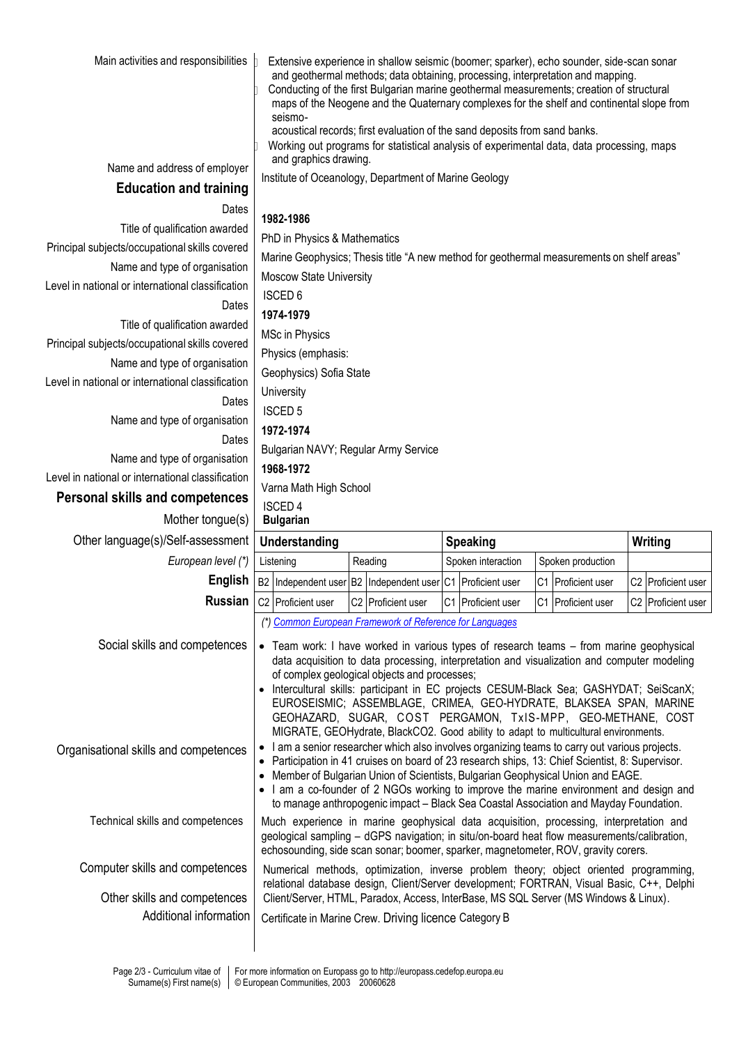**Main activities and responsibilities**

- Extensive experience in shallow seismic (boomer; sparker), echo sounder, side-scan sonar and geothermal methods; data obtaining, processing, interpretation and mapping.
- Conducting of the first Bulgarian marine geothermal measurements; creation of structural maps of the Neogene and the Quaternary complexes for the shelf and continental slope from seismo-acoustical records; first evaluation of the sand deposits from sand banks.
- Working out programs for statistical analysis of experimental data, data processing, maps and graphics drawing.

**Name and address of employer**: Institute of Oceanology, Department of Marine Geology

## Education and training

**Dates**: **1982-1986**

**Title of qualification awarded**: PhD in Physics & Mathematics

**Principal subjects/occupational skills covered**: Marine Geophysics; Thesis title "A new method for geothermal measurements on shelf areas"

**Name and type of organisation**: Moscow State University

**Level in national or international classification**: ISCED 6

**Dates**: **1974-1979**

**Title of qualification awarded**: MSc in Physics

**Principal subjects/occupational skills covered**: Physics (emphasis: Geophysics)

**Name and type of organisation**: Sofia State University

**Level in national or international classification**: ISCED 5

**Dates**: **1972-1974**

**Name and type of organisation**: Bulgarian NAVY; Regular Army Service

**Dates**: **1968-1972**

**Name and type of organisation**: Varna Math High School

**Level in national or international classification**: ISCED 4

## Personal skills and competences

**Mother tongue(s)**: **Bulgarian**

**Other language(s)/Self-assessment**

| | **Understanding** | | **Speaking** | | **Writing** |
|---|---|---|---|---|---|
| *European level (\*)* | Listening | Reading | Spoken interaction | Spoken production | |
| **English** | B2 Independent user | B2 Independent user | C1 Proficient user | C1 Proficient user | C2 Proficient user |
| **Russian** | C2 Proficient user | C2 Proficient user | C1 Proficient user | C1 Proficient user | C2 Proficient user |

*(\*) Common European Framework of Reference for Languages*

**Social skills and competences**

- Team work: I have worked in various types of research teams – from marine geophysical data acquisition to data processing, interpretation and visualization and computer modeling of complex geological objects and processes;
- Intercultural skills: participant in EC projects CESUM-Black Sea; GASHYDAT; SeiScanX; EUROSEISMIC; ASSEMBLAGE, CRIMEA, GEO-HYDRATE, BLAKSEA SPAN, MARINE GEOHAZARD, SUGAR, COST PERGAMON, TxIS-MPP, GEO-METHANE, COST MIGRATE, GEOHydrate, BlackCO2. Good ability to adapt to multicultural environments.

**Organisational skills and competences**

- I am a senior researcher which also involves organizing teams to carry out various projects.
- Participation in 41 cruises on board of 23 research ships, 13: Chief Scientist, 8: Supervisor.
- Member of Bulgarian Union of Scientists, Bulgarian Geophysical Union and EAGE.
- I am a co-founder of 2 NGOs working to improve the marine environment and design and to manage anthropogenic impact – Black Sea Coastal Association and Mayday Foundation.

**Technical skills and competences**: Much experience in marine geophysical data acquisition, processing, interpretation and geological sampling – dGPS navigation; in situ/on-board heat flow measurements/calibration, echosounding, side scan sonar; boomer, sparker, magnetometer, ROV, gravity corers.

**Computer skills and competences**: Numerical methods, optimization, inverse problem theory; object oriented programming, relational database design, Client/Server development; FORTRAN, Visual Basic, C++, Delphi Client/Server, HTML, Paradox, Access, InterBase, MS SQL Server (MS Windows & Linux).

**Other skills and competences**

**Additional information**: Certificate in Marine Crew. Driving licence Category B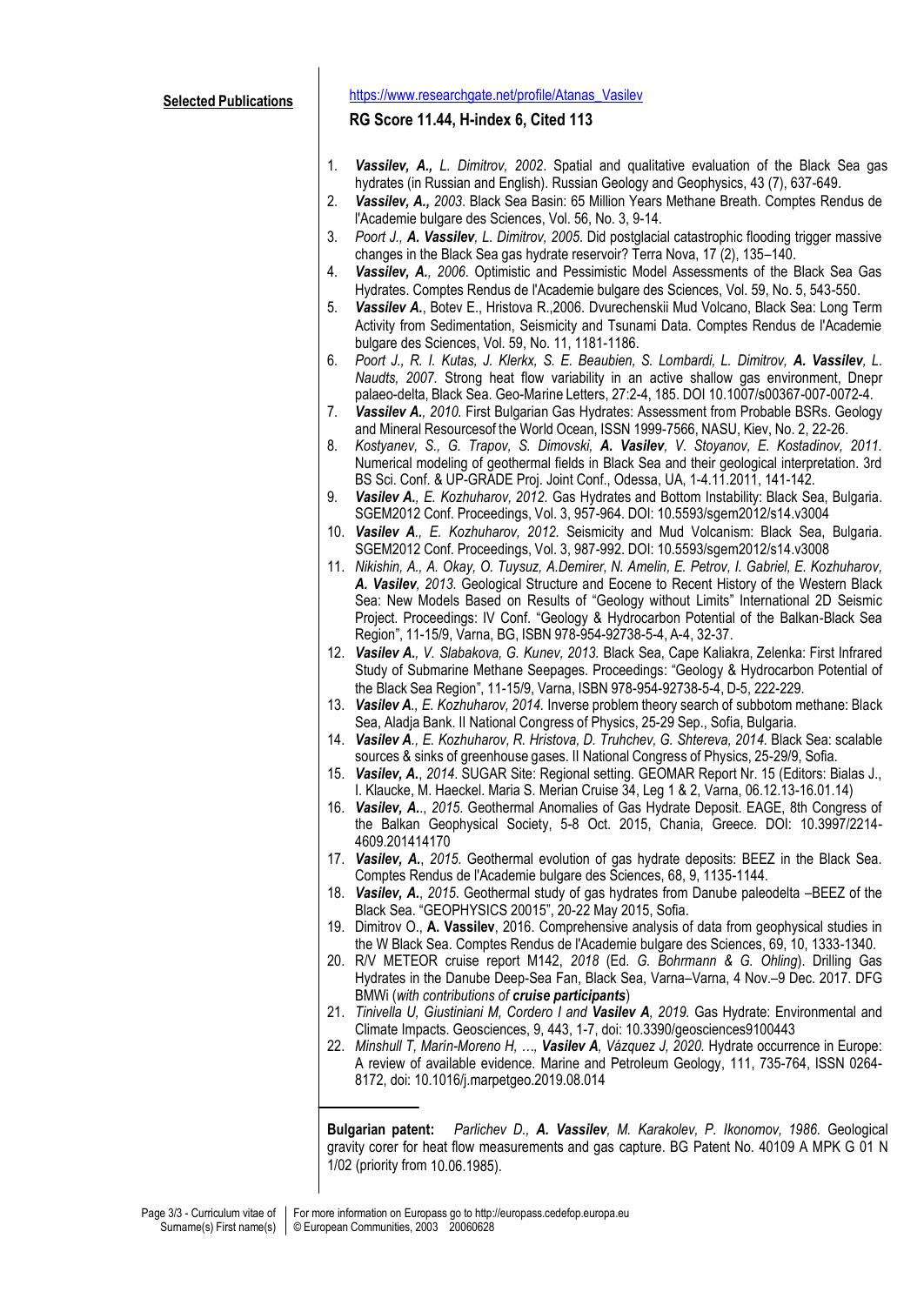**Selected Publications**

https://www.researchgate.net/profile/Atanas_Vasilev

**RG Score 11.44, H-index 6, Cited 113**

1. ***Vassilev, A.,** L. Dimitrov, 2002*. Spatial and qualitative evaluation of the Black Sea gas hydrates (in Russian and English). Russian Geology and Geophysics, 43 (7), 637-649.
2. ***Vassilev, A.,** 2003*. Black Sea Basin: 65 Million Years Methane Breath. Comptes Rendus de l'Academie bulgare des Sciences, Vol. 56, No. 3, 9-14.
3. *Poort J., **A. Vassilev**, L. Dimitrov, 2005*. Did postglacial catastrophic flooding trigger massive changes in the Black Sea gas hydrate reservoir? Terra Nova, 17 (2), 135–140.
4. ***Vassilev, A.**, 2006*. Optimistic and Pessimistic Model Assessments of the Black Sea Gas Hydrates. Comptes Rendus de l'Academie bulgare des Sciences, Vol. 59, No. 5, 543-550.
5. ***Vassilev A.**, Botev E., Hristova R.,2006*. Dvurechenskii Mud Volcano, Black Sea: Long Term Activity from Sedimentation, Seismicity and Tsunami Data. Comptes Rendus de l'Academie bulgare des Sciences, Vol. 59, No. 11, 1181-1186.
6. *Poort J., R. I. Kutas, J. Klerkx, S. E. Beaubien, S. Lombardi, L. Dimitrov, **A. Vassilev**, L. Naudts, 2007*. Strong heat flow variability in an active shallow gas environment, Dnepr palaeo-delta, Black Sea. Geo-Marine Letters, 27:2-4, 185. DOI 10.1007/s00367-007-0072-4.
7. ***Vassilev A.**, 2010.* First Bulgarian Gas Hydrates: Assessment from Probable BSRs. Geology and Mineral Resourcesof the World Ocean, ISSN 1999-7566, NASU, Kiev, No. 2, 22-26.
8. *Kostyanev, S., G. Trapov, S. Dimovski, **A. Vasilev**, V. Stoyanov, E. Kostadinov, 2011.* Numerical modeling of geothermal fields in Black Sea and their geological interpretation. 3rd BS Sci. Conf. & UP-GRADE Proj. Joint Conf., Odessa, UA, 1-4.11.2011, 141-142.
9. ***Vasilev A.**, E. Kozhuharov, 2012.* Gas Hydrates and Bottom Instability: Black Sea, Bulgaria. SGEM2012 Conf. Proceedings, Vol. 3, 957-964. DOI: 10.5593/sgem2012/s14.v3004
10. ***Vasilev A**., E. Kozhuharov, 2012.* Seismicity and Mud Volcanism: Black Sea, Bulgaria. SGEM2012 Conf. Proceedings, Vol. 3, 987-992. DOI: 10.5593/sgem2012/s14.v3008
11. *Nikishin, A., A. Okay, O. Tuysuz, A.Demirer, N. Amelin, E. Petrov, I. Gabriel, E. Kozhuharov, **A. Vasilev**, 2013.* Geological Structure and Eocene to Recent History of the Western Black Sea: New Models Based on Results of "Geology without Limits" International 2D Seismic Project. Proceedings: IV Conf. "Geology & Hydrocarbon Potential of the Balkan-Black Sea Region", 11-15/9, Varna, BG, ISBN 978-954-92738-5-4, A-4, 32-37.
12. ***Vasilev A.**, V. Slabakova, G. Kunev, 2013.* Black Sea, Cape Kaliakra, Zelenka: First Infrared Study of Submarine Methane Seepages. Proceedings: "Geology & Hydrocarbon Potential of the Black Sea Region", 11-15/9, Varna, ISBN 978-954-92738-5-4, D-5, 222-229.
13. ***Vasilev A**., E. Kozhuharov, 2014.* Inverse problem theory search of subbotom methane: Black Sea, Aladja Bank. II National Congress of Physics, 25-29 Sep., Sofia, Bulgaria.
14. ***Vasilev A**., E. Kozhuharov, R. Hristova, D. Truhchev, G. Shtereva, 2014.* Black Sea: scalable sources & sinks of greenhouse gases. II National Congress of Physics, 25-29/9, Sofia.
15. ***Vasilev, A.**, 2014*. SUGAR Site: Regional setting. GEOMAR Report Nr. 15 (Editors: Bialas J., I. Klaucke, M. Haeckel. Maria S. Merian Cruise 34, Leg 1 & 2, Varna, 06.12.13-16.01.14)
16. ***Vasilev, A.**., 2015*. Geothermal Anomalies of Gas Hydrate Deposit. EAGE, 8th Congress of the Balkan Geophysical Society, 5-8 Oct. 2015, Chania, Greece. DOI: 10.3997/2214-4609.201414170
17. ***Vasilev, A.**, 2015*. Geothermal evolution of gas hydrate deposits: BEEZ in the Black Sea. Comptes Rendus de l'Academie bulgare des Sciences, 68, 9, 1135-1144.
18. ***Vasilev, A.**, 2015*. Geothermal study of gas hydrates from Danube paleodelta –BEEZ of the Black Sea. "GEOPHYSICS 20015", 20-22 May 2015, Sofia.
19. Dimitrov O., **A. Vassilev**, 2016. Comprehensive analysis of data from geophysical studies in the W Black Sea. Comptes Rendus de l'Academie bulgare des Sciences, 69, 10, 1333-1340.
20. R/V METEOR cruise report M142, *2018* (Ed. *G. Bohrmann & G. Ohling*). Drilling Gas Hydrates in the Danube Deep-Sea Fan, Black Sea, Varna–Varna, 4 Nov.–9 Dec. 2017. DFG BMWi (*with contributions of **cruise participants***)
21. *Tinivella U, Giustiniani M, Cordero I and **Vasilev A**, 2019.* Gas Hydrate: Environmental and Climate Impacts. Geosciences, 9, 443, 1-7, doi: 10.3390/geosciences9100443
22. *Minshull T, Marín-Moreno H, …, **Vasilev A**, Vázquez J, 2020.* Hydrate occurrence in Europe: A review of available evidence. Marine and Petroleum Geology, 111, 735-764, ISSN 0264-8172, doi: 10.1016/j.marpetgeo.2019.08.014

---

**Bulgarian patent:** *Parlichev D., **A. Vassilev**, M. Karakolev, P. Ikonomov, 1986.* Geological gravity corer for heat flow measurements and gas capture. BG Patent No. 40109 A MPK G 01 N 1/02 (priority from 10.06.1985).